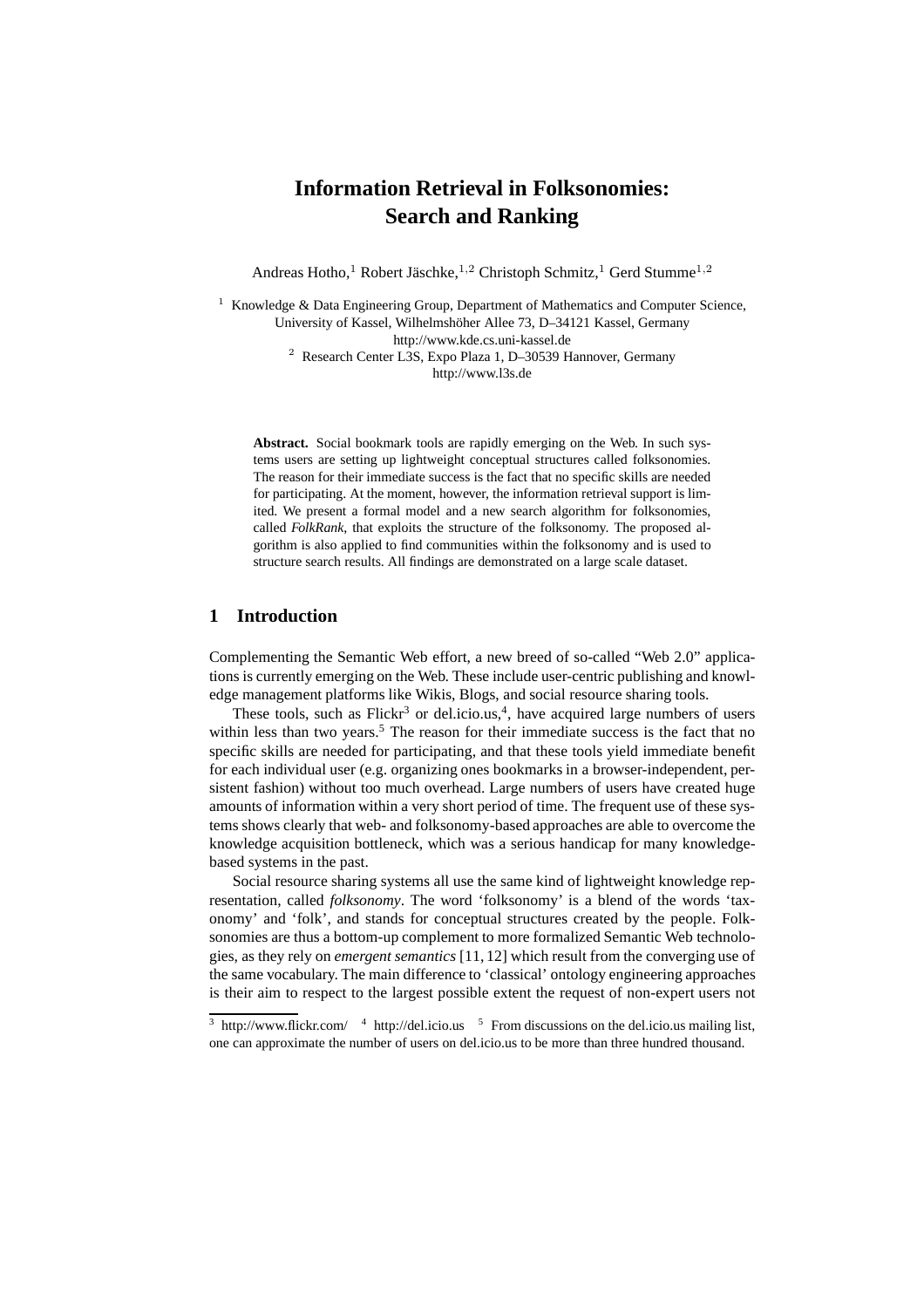# Information Retrieval in Folksonomies: Search and Ranking

Andreas Hotho,[1] Robert Jäschke,[1,2] Christoph Schmitz,[1] Gerd Stumme[1,2]

[1] Knowledge & Data Engineering Group, Department of Mathematics and Computer Science, University of Kassel, Wilhelmshöher Allee 73, D–34121 Kassel, Germany
http://www.kde.cs.uni-kassel.de

[2] Research Center L3S, Expo Plaza 1, D–30539 Hannover, Germany
http://www.l3s.de

**Abstract.** Social bookmark tools are rapidly emerging on the Web. In such systems users are setting up lightweight conceptual structures called folksonomies. The reason for their immediate success is the fact that no specific skills are needed for participating. At the moment, however, the information retrieval support is limited. We present a formal model and a new search algorithm for folksonomies, called *FolkRank*, that exploits the structure of the folksonomy. The proposed algorithm is also applied to find communities within the folksonomy and is used to structure search results. All findings are demonstrated on a large scale dataset.

## 1 Introduction

Complementing the Semantic Web effort, a new breed of so-called "Web 2.0" applications is currently emerging on the Web. These include user-centric publishing and knowledge management platforms like Wikis, Blogs, and social resource sharing tools.

These tools, such as Flickr[3] or del.icio.us,[4], have acquired large numbers of users within less than two years.[5] The reason for their immediate success is the fact that no specific skills are needed for participating, and that these tools yield immediate benefit for each individual user (e.g. organizing ones bookmarks in a browser-independent, persistent fashion) without too much overhead. Large numbers of users have created huge amounts of information within a very short period of time. The frequent use of these systems shows clearly that web- and folksonomy-based approaches are able to overcome the knowledge acquisition bottleneck, which was a serious handicap for many knowledge-based systems in the past.

Social resource sharing systems all use the same kind of lightweight knowledge representation, called *folksonomy*. The word 'folksonomy' is a blend of the words 'taxonomy' and 'folk', and stands for conceptual structures created by the people. Folksonomies are thus a bottom-up complement to more formalized Semantic Web technologies, as they rely on *emergent semantics* [11, 12] which result from the converging use of the same vocabulary. The main difference to 'classical' ontology engineering approaches is their aim to respect to the largest possible extent the request of non-expert users not

[3] http://www.flickr.com/ [4] http://del.icio.us [5] From discussions on the del.icio.us mailing list, one can approximate the number of users on del.icio.us to be more than three hundred thousand.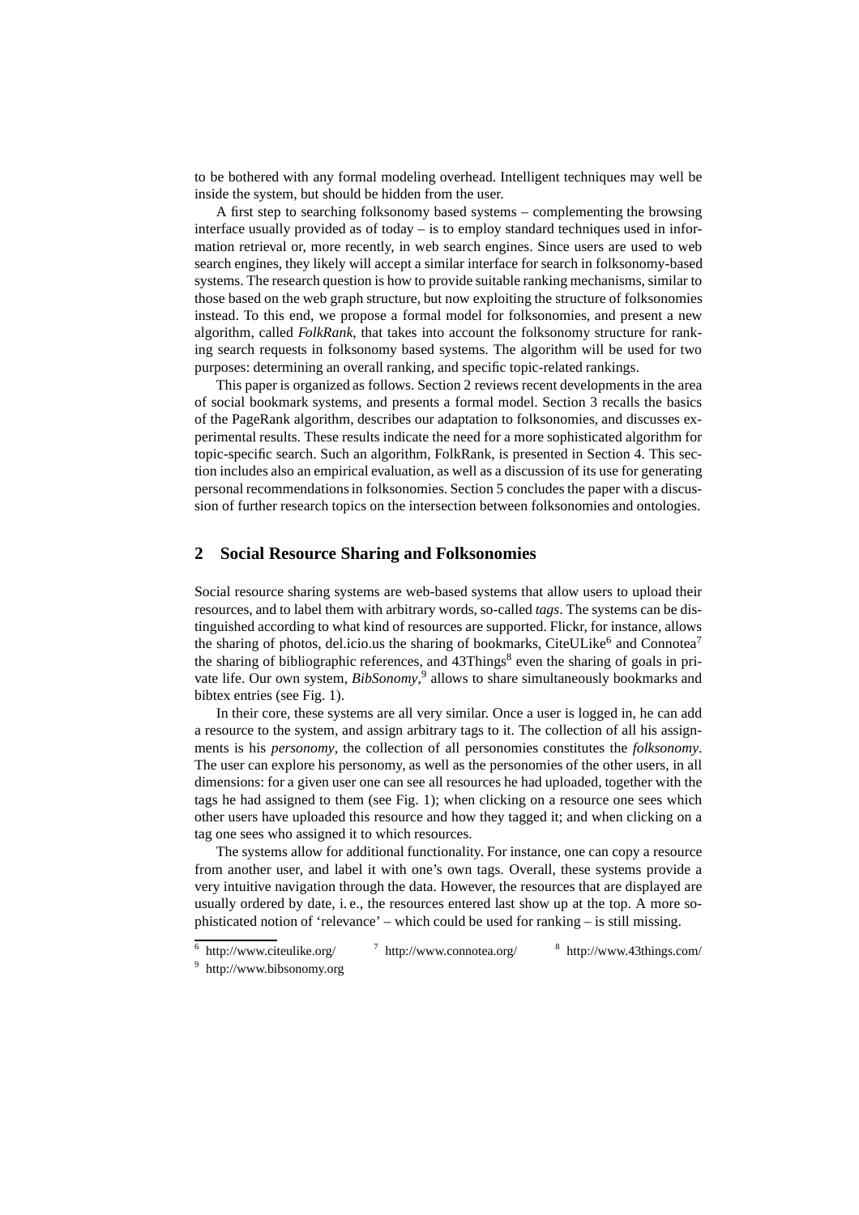to be bothered with any formal modeling overhead. Intelligent techniques may well be inside the system, but should be hidden from the user.

A first step to searching folksonomy based systems – complementing the browsing interface usually provided as of today – is to employ standard techniques used in information retrieval or, more recently, in web search engines. Since users are used to web search engines, they likely will accept a similar interface for search in folksonomy-based systems. The research question is how to provide suitable ranking mechanisms, similar to those based on the web graph structure, but now exploiting the structure of folksonomies instead. To this end, we propose a formal model for folksonomies, and present a new algorithm, called *FolkRank*, that takes into account the folksonomy structure for ranking search requests in folksonomy based systems. The algorithm will be used for two purposes: determining an overall ranking, and specific topic-related rankings.

This paper is organized as follows. Section 2 reviews recent developments in the area of social bookmark systems, and presents a formal model. Section 3 recalls the basics of the PageRank algorithm, describes our adaptation to folksonomies, and discusses experimental results. These results indicate the need for a more sophisticated algorithm for topic-specific search. Such an algorithm, FolkRank, is presented in Section 4. This section includes also an empirical evaluation, as well as a discussion of its use for generating personal recommendations in folksonomies. Section 5 concludes the paper with a discussion of further research topics on the intersection between folksonomies and ontologies.

## 2 Social Resource Sharing and Folksonomies

Social resource sharing systems are web-based systems that allow users to upload their resources, and to label them with arbitrary words, so-called *tags*. The systems can be distinguished according to what kind of resources are supported. Flickr, for instance, allows the sharing of photos, del.icio.us the sharing of bookmarks, CiteULike[6] and Connotea[7] the sharing of bibliographic references, and 43Things[8] even the sharing of goals in private life. Our own system, *BibSonomy*,[9] allows to share simultaneously bookmarks and bibtex entries (see Fig. 1).

In their core, these systems are all very similar. Once a user is logged in, he can add a resource to the system, and assign arbitrary tags to it. The collection of all his assignments is his *personomy*, the collection of all personomies constitutes the *folksonomy*. The user can explore his personomy, as well as the personomies of the other users, in all dimensions: for a given user one can see all resources he had uploaded, together with the tags he had assigned to them (see Fig. 1); when clicking on a resource one sees which other users have uploaded this resource and how they tagged it; and when clicking on a tag one sees who assigned it to which resources.

The systems allow for additional functionality. For instance, one can copy a resource from another user, and label it with one's own tags. Overall, these systems provide a very intuitive navigation through the data. However, the resources that are displayed are usually ordered by date, i. e., the resources entered last show up at the top. A more sophisticated notion of 'relevance' – which could be used for ranking – is still missing.

[6] http://www.citeulike.org/ [7] http://www.connotea.org/ [8] http://www.43things.com/

[9] http://www.bibsonomy.org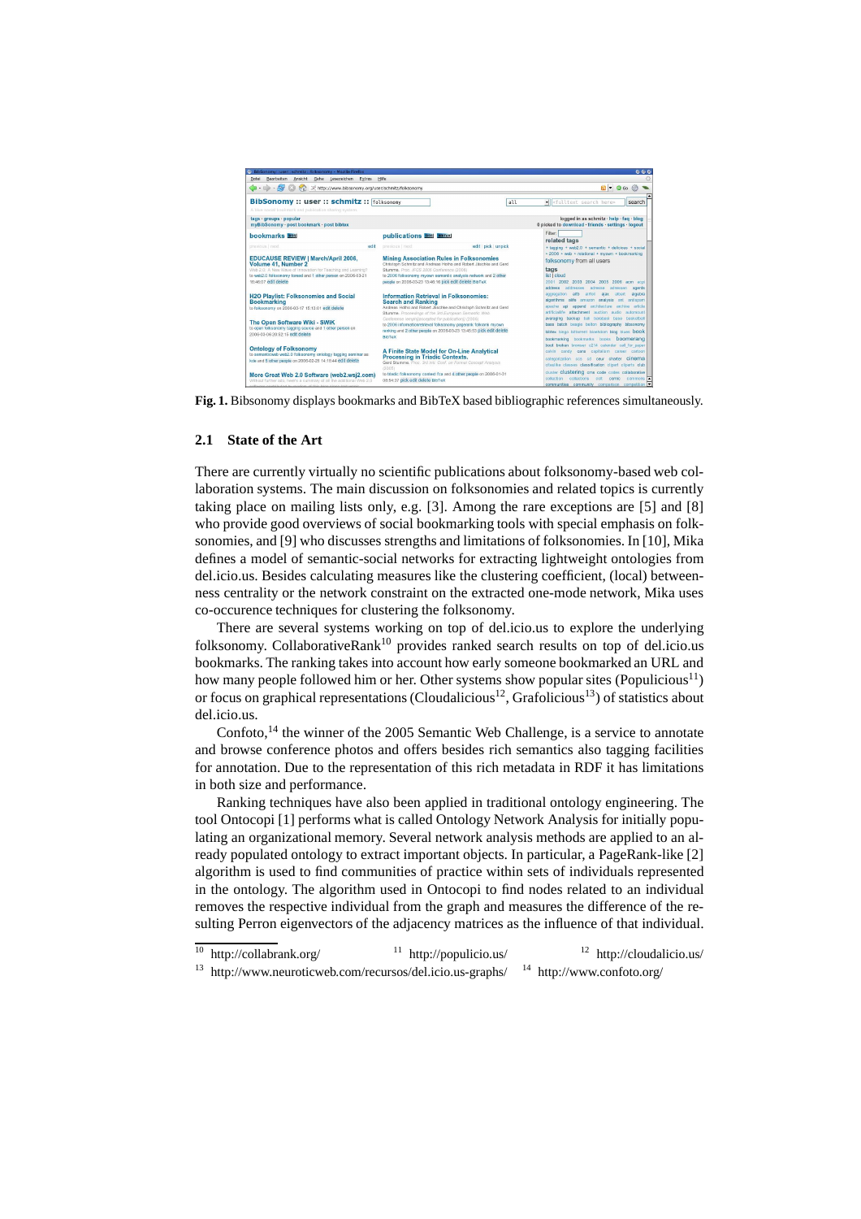**Fig. 1.** Bibsonomy displays bookmarks and BibTeX based bibliographic references simultaneously.

### 2.1 State of the Art

There are currently virtually no scientific publications about folksonomy-based web collaboration systems. The main discussion on folksonomies and related topics is currently taking place on mailing lists only, e.g. [3]. Among the rare exceptions are [5] and [8] who provide good overviews of social bookmarking tools with special emphasis on folksonomies, and [9] who discusses strengths and limitations of folksonomies. In [10], Mika defines a model of semantic-social networks for extracting lightweight ontologies from del.icio.us. Besides calculating measures like the clustering coefficient, (local) betweenness centrality or the network constraint on the extracted one-mode network, Mika uses co-occurence techniques for clustering the folksonomy.

There are several systems working on top of del.icio.us to explore the underlying folksonomy. CollaborativeRank[10] provides ranked search results on top of del.icio.us bookmarks. The ranking takes into account how early someone bookmarked an URL and how many people followed him or her. Other systems show popular sites (Populicious[11]) or focus on graphical representations (Cloudalicious[12], Grafolicious[13]) of statistics about del.icio.us.

Confoto,[14] the winner of the 2005 Semantic Web Challenge, is a service to annotate and browse conference photos and offers besides rich semantics also tagging facilities for annotation. Due to the representation of this rich metadata in RDF it has limitations in both size and performance.

Ranking techniques have also been applied in traditional ontology engineering. The tool Ontocopi [1] performs what is called Ontology Network Analysis for initially populating an organizational memory. Several network analysis methods are applied to an already populated ontology to extract important objects. In particular, a PageRank-like [2] algorithm is used to find communities of practice within sets of individuals represented in the ontology. The algorithm used in Ontocopi to find nodes related to an individual removes the respective individual from the graph and measures the difference of the resulting Perron eigenvectors of the adjacency matrices as the influence of that individual.

[10] http://collabrank.org/ [11] http://populicio.us/ [12] http://cloudalicio.us/
[13] http://www.neuroticweb.com/recursos/del.icio.us-graphs/ [14] http://www.confoto.org/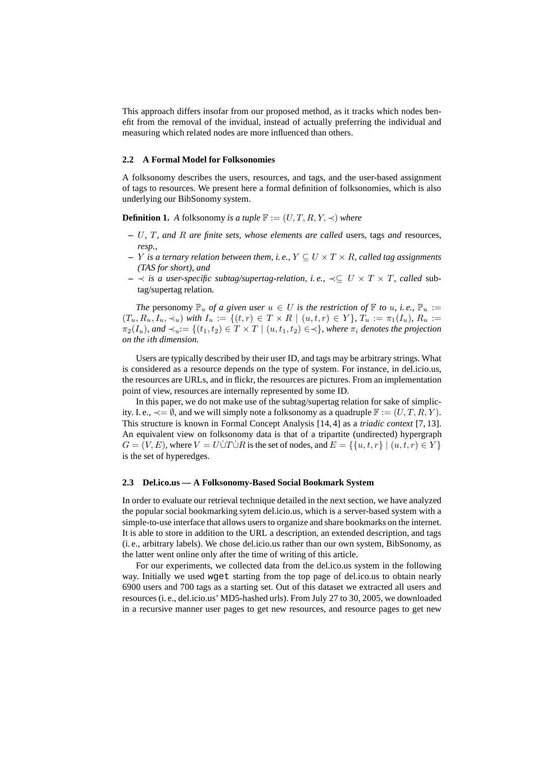This approach differs insofar from our proposed method, as it tracks which nodes benefit from the removal of the invidual, instead of actually preferring the individual and measuring which related nodes are more influenced than others.

### 2.2 A Formal Model for Folksonomies

A folksonomy describes the users, resources, and tags, and the user-based assignment of tags to resources. We present here a formal definition of folksonomies, which is also underlying our BibSonomy system.

**Definition 1.** *A* folksonomy *is a tuple* $\mathbb{F} := (U, T, R, Y, \prec)$ *where*

- $U$*,* $T$*, and* $R$ *are finite sets, whose elements are called* users*,* tags *and* resources*, resp.,*
- $Y$ *is a ternary relation between them, i. e.,* $Y \subseteq U \times T \times R$*, called tag assignments (TAS for short), and*
- $\prec$ *is a user-specific subtag/supertag-relation, i. e.,* $\prec \subseteq U \times T \times T$*, called* subtag/supertag relation*.*

*The* personomy $\mathbb{P}_u$ *of a given user* $u \in U$ *is the restriction of* $\mathbb{F}$ *to* $u$*, i. e.,* $\mathbb{P}_u := (T_u, R_u, I_u, \prec_u)$ *with* $I_u := \{(t, r) \in T \times R \mid (u, t, r) \in Y\}$*,* $T_u := \pi_1(I_u)$*,* $R_u := \pi_2(I_u)$*, and* $\prec_u := \{(t_1, t_2) \in T \times T \mid (u, t_1, t_2) \in \prec\}$*, where* $\pi_i$ *denotes the projection on the* $i$*th dimension.*

Users are typically described by their user ID, and tags may be arbitrary strings. What is considered as a resource depends on the type of system. For instance, in del.icio.us, the resources are URLs, and in flickr, the resources are pictures. From an implementation point of view, resources are internally represented by some ID.

In this paper, we do not make use of the subtag/supertag relation for sake of simplicity. I. e., $\prec = \emptyset$, and we will simply note a folksonomy as a quadruple $\mathbb{F} := (U, T, R, Y)$. This structure is known in Formal Concept Analysis [14, 4] as a *triadic context* [7, 13]. An equivalent view on folksonomy data is that of a tripartite (undirected) hypergraph $G = (V, E)$, where $V = U \dot\cup T \dot\cup R$ is the set of nodes, and $E = \{\{u, t, r\} \mid (u, t, r) \in Y\}$ is the set of hyperedges.

### 2.3 Del.ico.us — A Folksonomy-Based Social Bookmark System

In order to evaluate our retrieval technique detailed in the next section, we have analyzed the popular social bookmarking sytem del.icio.us, which is a server-based system with a simple-to-use interface that allows users to organize and share bookmarks on the internet. It is able to store in addition to the URL a description, an extended description, and tags (i. e., arbitrary labels). We chose del.icio.us rather than our own system, BibSonomy, as the latter went online only after the time of writing of this article.

For our experiments, we collected data from the del.ico.us system in the following way. Initially we used `wget` starting from the top page of del.ico.us to obtain nearly 6900 users and 700 tags as a starting set. Out of this dataset we extracted all users and resources (i. e., del.icio.us' MD5-hashed urls). From July 27 to 30, 2005, we downloaded in a recursive manner user pages to get new resources, and resource pages to get new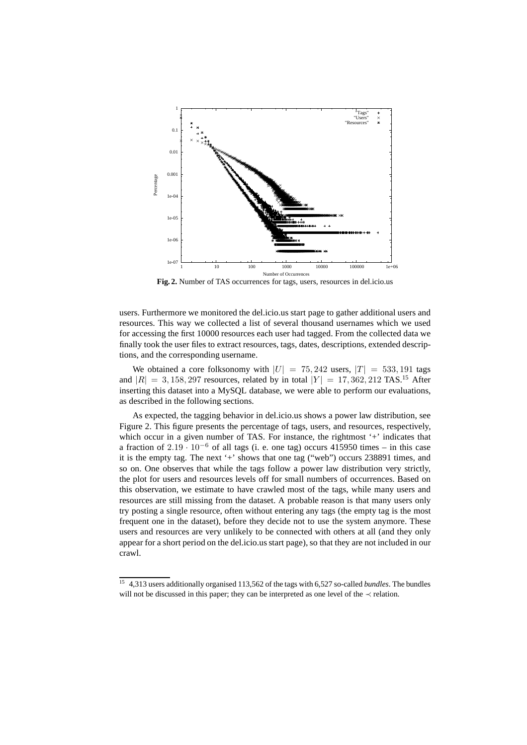**Fig. 2.** Number of TAS occurrences for tags, users, resources in del.icio.us

users. Furthermore we monitored the del.icio.us start page to gather additional users and resources. This way we collected a list of several thousand usernames which we used for accessing the first 10000 resources each user had tagged. From the collected data we finally took the user files to extract resources, tags, dates, descriptions, extended descriptions, and the corresponding username.

We obtained a core folksonomy with $|U| = 75,242$ users, $|T| = 533,191$ tags and $|R| = 3,158,297$ resources, related by in total $|Y| = 17,362,212$ TAS.[15] After inserting this dataset into a MySQL database, we were able to perform our evaluations, as described in the following sections.

As expected, the tagging behavior in del.icio.us shows a power law distribution, see Figure 2. This figure presents the percentage of tags, users, and resources, respectively, which occur in a given number of TAS. For instance, the rightmost '+' indicates that a fraction of $2.19 \cdot 10^{-6}$ of all tags (i. e. one tag) occurs 415950 times – in this case it is the empty tag. The next '+' shows that one tag ("web") occurs 238891 times, and so on. One observes that while the tags follow a power law distribution very strictly, the plot for users and resources levels off for small numbers of occurrences. Based on this observation, we estimate to have crawled most of the tags, while many users and resources are still missing from the dataset. A probable reason is that many users only try posting a single resource, often without entering any tags (the empty tag is the most frequent one in the dataset), before they decide not to use the system anymore. These users and resources are very unlikely to be connected with others at all (and they only appear for a short period on the del.icio.us start page), so that they are not included in our crawl.

[15] 4,313 users additionally organised 113,562 of the tags with 6,527 so-called *bundles*. The bundles will not be discussed in this paper; they can be interpreted as one level of the $\prec$ relation.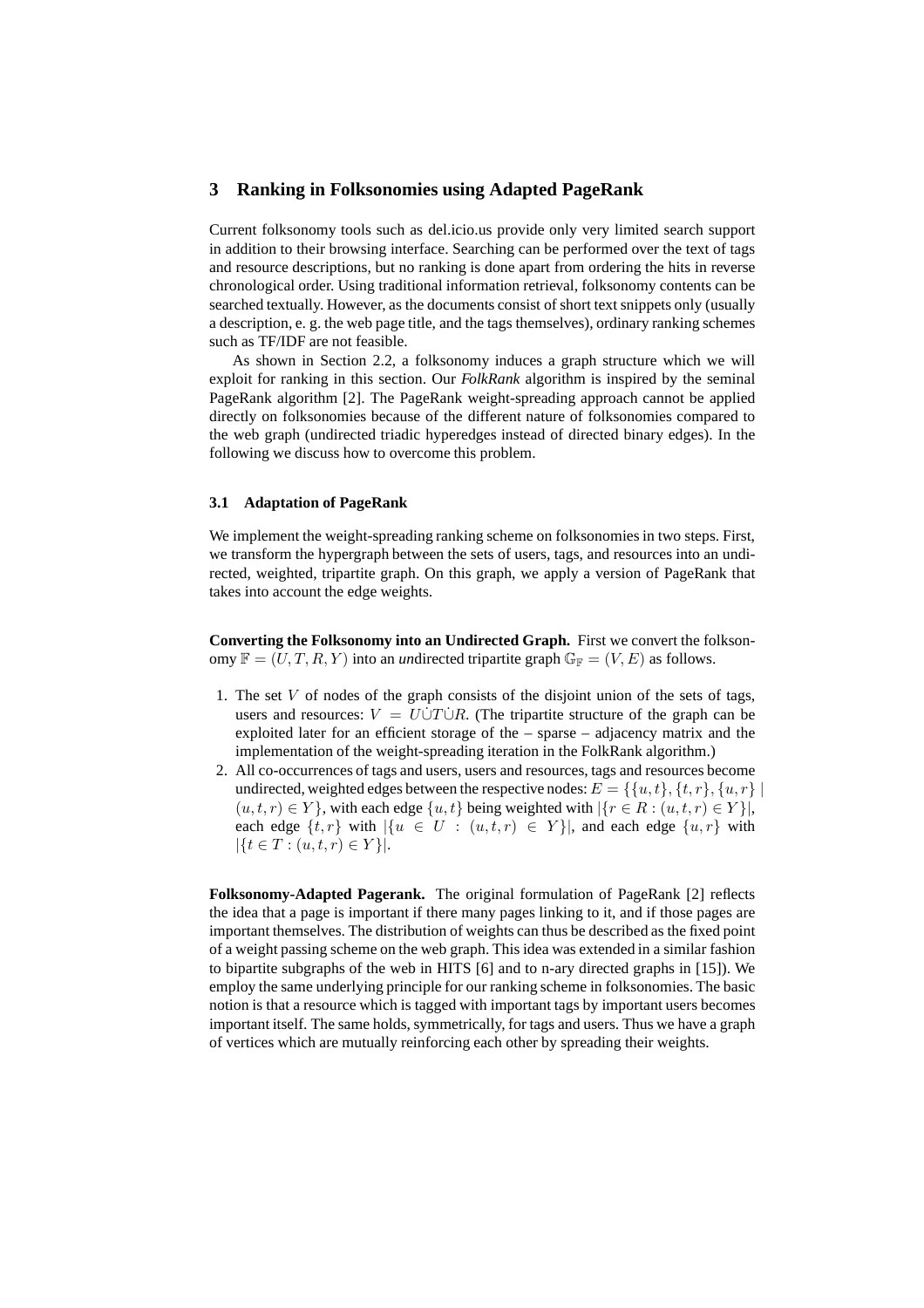## 3 Ranking in Folksonomies using Adapted PageRank

Current folksonomy tools such as del.icio.us provide only very limited search support in addition to their browsing interface. Searching can be performed over the text of tags and resource descriptions, but no ranking is done apart from ordering the hits in reverse chronological order. Using traditional information retrieval, folksonomy contents can be searched textually. However, as the documents consist of short text snippets only (usually a description, e. g. the web page title, and the tags themselves), ordinary ranking schemes such as TF/IDF are not feasible.

As shown in Section 2.2, a folksonomy induces a graph structure which we will exploit for ranking in this section. Our *FolkRank* algorithm is inspired by the seminal PageRank algorithm [2]. The PageRank weight-spreading approach cannot be applied directly on folksonomies because of the different nature of folksonomies compared to the web graph (undirected triadic hyperedges instead of directed binary edges). In the following we discuss how to overcome this problem.

### 3.1 Adaptation of PageRank

We implement the weight-spreading ranking scheme on folksonomies in two steps. First, we transform the hypergraph between the sets of users, tags, and resources into an undirected, weighted, tripartite graph. On this graph, we apply a version of PageRank that takes into account the edge weights.

**Converting the Folksonomy into an Undirected Graph.** First we convert the folksonomy $\mathbb{F} = (U, T, R, Y)$ into an *un*directed tripartite graph $\mathbb{G}_{\mathbb{F}} = (V, E)$ as follows.

1. The set $V$ of nodes of the graph consists of the disjoint union of the sets of tags, users and resources: $V = U \dot{\cup} T \dot{\cup} R$. (The tripartite structure of the graph can be exploited later for an efficient storage of the – sparse – adjacency matrix and the implementation of the weight-spreading iteration in the FolkRank algorithm.)
2. All co-occurrences of tags and users, users and resources, tags and resources become undirected, weighted edges between the respective nodes: $E = \{\{u,t\},\{t,r\},\{u,r\} \mid (u,t,r) \in Y\}$, with each edge $\{u,t\}$ being weighted with $|\{r \in R : (u,t,r) \in Y\}|$, each edge $\{t,r\}$ with $|\{u \in U : (u,t,r) \in Y\}|$, and each edge $\{u,r\}$ with $|\{t \in T : (u,t,r) \in Y\}|$.

**Folksonomy-Adapted Pagerank.** The original formulation of PageRank [2] reflects the idea that a page is important if there many pages linking to it, and if those pages are important themselves. The distribution of weights can thus be described as the fixed point of a weight passing scheme on the web graph. This idea was extended in a similar fashion to bipartite subgraphs of the web in HITS [6] and to n-ary directed graphs in [15]). We employ the same underlying principle for our ranking scheme in folksonomies. The basic notion is that a resource which is tagged with important tags by important users becomes important itself. The same holds, symmetrically, for tags and users. Thus we have a graph of vertices which are mutually reinforcing each other by spreading their weights.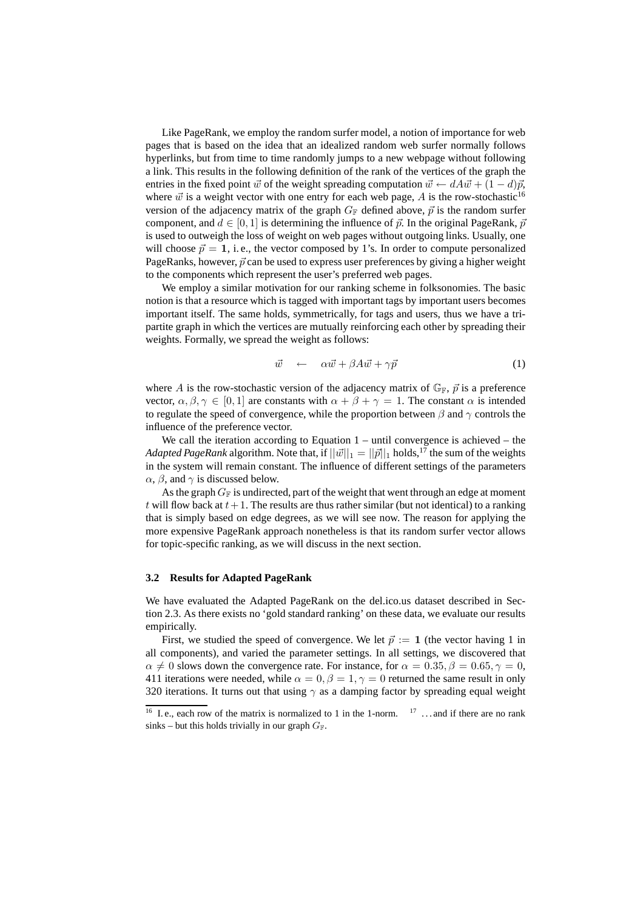Like PageRank, we employ the random surfer model, a notion of importance for web pages that is based on the idea that an idealized random web surfer normally follows hyperlinks, but from time to time randomly jumps to a new webpage without following a link. This results in the following definition of the rank of the vertices of the graph the entries in the fixed point $\vec{w}$ of the weight spreading computation $\vec{w} \leftarrow dA\vec{w} + (1-d)\vec{p}$, where $\vec{w}$ is a weight vector with one entry for each web page, $A$ is the row-stochastic[16] version of the adjacency matrix of the graph $G_{\mathbb{F}}$ defined above, $\vec{p}$ is the random surfer component, and $d \in [0,1]$ is determining the influence of $\vec{p}$. In the original PageRank, $\vec{p}$ is used to outweigh the loss of weight on web pages without outgoing links. Usually, one will choose $\vec{p} = \mathbf{1}$, i. e., the vector composed by 1's. In order to compute personalized PageRanks, however, $\vec{p}$ can be used to express user preferences by giving a higher weight to the components which represent the user's preferred web pages.

We employ a similar motivation for our ranking scheme in folksonomies. The basic notion is that a resource which is tagged with important tags by important users becomes important itself. The same holds, symmetrically, for tags and users, thus we have a tripartite graph in which the vertices are mutually reinforcing each other by spreading their weights. Formally, we spread the weight as follows:

$$\vec{w} \quad \leftarrow \quad \alpha\vec{w} + \beta A\vec{w} + \gamma\vec{p} \tag{1}$$

where $A$ is the row-stochastic version of the adjacency matrix of $\mathbb{G}_{\mathbb{F}}$, $\vec{p}$ is a preference vector, $\alpha, \beta, \gamma \in [0,1]$ are constants with $\alpha + \beta + \gamma = 1$. The constant $\alpha$ is intended to regulate the speed of convergence, while the proportion between $\beta$ and $\gamma$ controls the influence of the preference vector.

We call the iteration according to Equation 1 – until convergence is achieved – the *Adapted PageRank* algorithm. Note that, if $||\vec{w}||_1 = ||\vec{p}||_1$ holds,[17] the sum of the weights in the system will remain constant. The influence of different settings of the parameters $\alpha$, $\beta$, and $\gamma$ is discussed below.

As the graph $G_{\mathbb{F}}$ is undirected, part of the weight that went through an edge at moment $t$ will flow back at $t+1$. The results are thus rather similar (but not identical) to a ranking that is simply based on edge degrees, as we will see now. The reason for applying the more expensive PageRank approach nonetheless is that its random surfer vector allows for topic-specific ranking, as we will discuss in the next section.

### 3.2 Results for Adapted PageRank

We have evaluated the Adapted PageRank on the del.ico.us dataset described in Section 2.3. As there exists no 'gold standard ranking' on these data, we evaluate our results empirically.

First, we studied the speed of convergence. We let $\vec{p} := \mathbf{1}$ (the vector having 1 in all components), and varied the parameter settings. In all settings, we discovered that $\alpha \neq 0$ slows down the convergence rate. For instance, for $\alpha = 0.35, \beta = 0.65, \gamma = 0$, 411 iterations were needed, while $\alpha = 0, \beta = 1, \gamma = 0$ returned the same result in only 320 iterations. It turns out that using $\gamma$ as a damping factor by spreading equal weight

[16] I. e., each row of the matrix is normalized to 1 in the 1-norm. [17] . . . and if there are no rank sinks – but this holds trivially in our graph $G_{\mathbb{F}}$.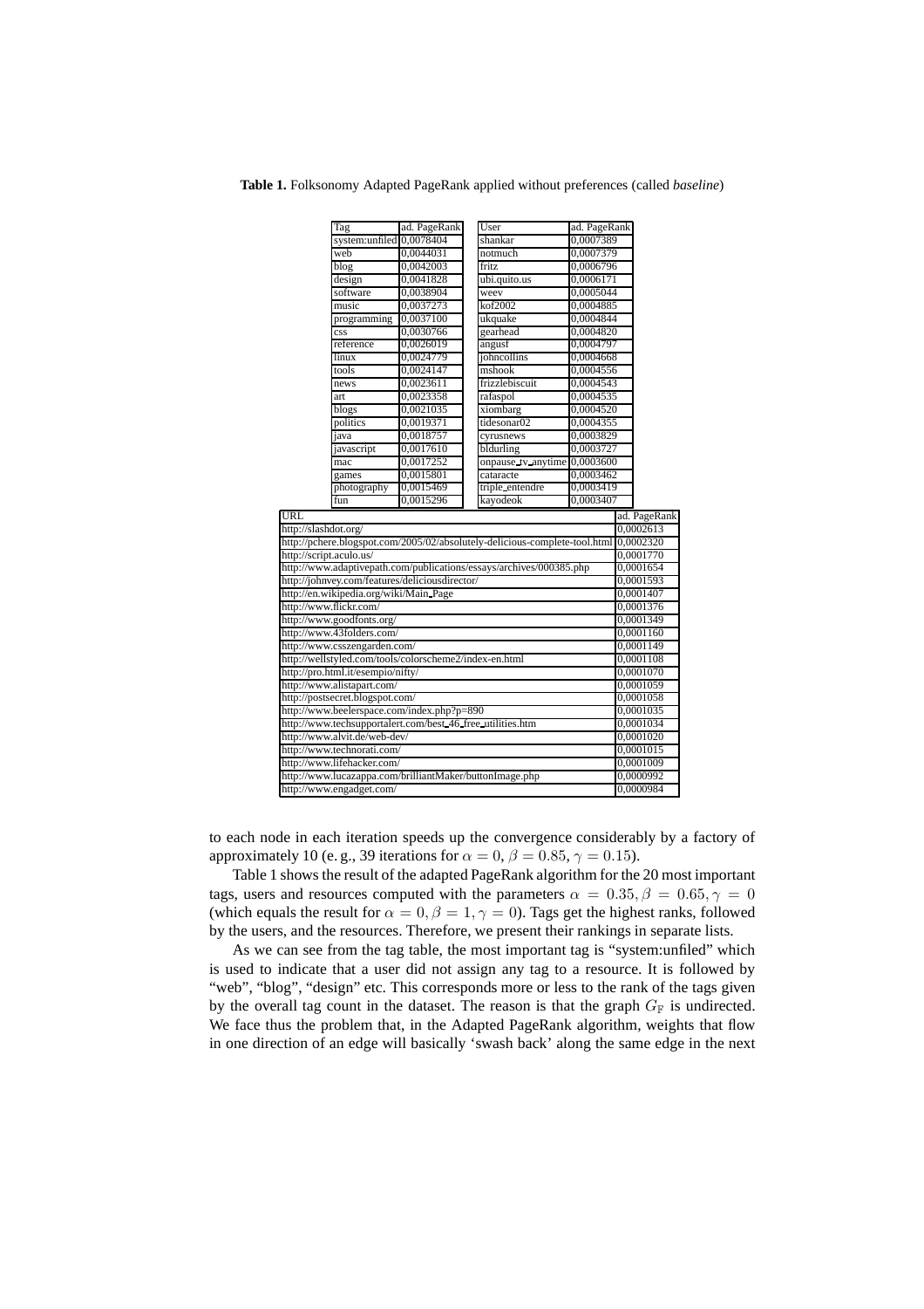**Table 1.** Folksonomy Adapted PageRank applied without preferences (called *baseline*)

| Tag | ad. PageRank | User | ad. PageRank |
|---|---|---|---|
| system:unfiled | 0,0078404 | shankar | 0,0007389 |
| web | 0,0044031 | notmuch | 0,0007379 |
| blog | 0,0042003 | fritz | 0,0006796 |
| design | 0,0041828 | ubi.quito.us | 0,0006171 |
| software | 0,0038904 | weev | 0,0005044 |
| music | 0,0037273 | kof2002 | 0,0004885 |
| programming | 0,0037100 | ukquake | 0,0004844 |
| css | 0,0030766 | gearhead | 0,0004820 |
| reference | 0,0026019 | angusf | 0,0004797 |
| linux | 0,0024779 | johncollins | 0,0004668 |
| tools | 0,0024147 | mshook | 0,0004556 |
| news | 0,0023611 | frizzlebiscuit | 0,0004543 |
| art | 0,0023358 | rafaspol | 0,0004535 |
| blogs | 0,0021035 | xiombarg | 0,0004520 |
| politics | 0,0019371 | tidesonar02 | 0,0004355 |
| java | 0,0018757 | cyrusnews | 0,0003829 |
| javascript | 0,0017610 | bldurling | 0,0003727 |
| mac | 0,0017252 | onpause_tv_anytime | 0,0003600 |
| games | 0,0015801 | cataracte | 0,0003462 |
| photography | 0,0015469 | triple_entendre | 0,0003419 |
| fun | 0,0015296 | kayodeok | 0,0003407 |

| URL | ad. PageRank |
|---|---|
| http://slashdot.org/ | 0,0002613 |
| http://pchere.blogspot.com/2005/02/absolutely-delicious-complete-tool.html | 0,0002320 |
| http://script.aculo.us/ | 0,0001770 |
| http://www.adaptivepath.com/publications/essays/archives/000385.php | 0,0001654 |
| http://johnvey.com/features/deliciousdirector/ | 0,0001593 |
| http://en.wikipedia.org/wiki/Main_Page | 0,0001407 |
| http://www.flickr.com/ | 0,0001376 |
| http://www.goodfonts.org/ | 0,0001349 |
| http://www.43folders.com/ | 0,0001160 |
| http://www.csszengarden.com/ | 0,0001149 |
| http://wellstyled.com/tools/colorscheme2/index-en.html | 0,0001108 |
| http://pro.html.it/esempio/nifty/ | 0,0001070 |
| http://www.alistapart.com/ | 0,0001059 |
| http://postsecret.blogspot.com/ | 0,0001058 |
| http://www.beelerspace.com/index.php?p=890 | 0,0001035 |
| http://www.techsupportalert.com/best_46_free_utilities.htm | 0,0001034 |
| http://www.alvit.de/web-dev/ | 0,0001020 |
| http://www.technorati.com/ | 0,0001015 |
| http://www.lifehacker.com/ | 0,0001009 |
| http://www.lucazappa.com/brilliantMaker/buttonImage.php | 0,0000992 |
| http://www.engadget.com/ | 0,0000984 |

to each node in each iteration speeds up the convergence considerably by a factory of approximately 10 (e. g., 39 iterations for $\alpha = 0$, $\beta = 0.85$, $\gamma = 0.15$).

Table 1 shows the result of the adapted PageRank algorithm for the 20 most important tags, users and resources computed with the parameters $\alpha = 0.35, \beta = 0.65, \gamma = 0$ (which equals the result for $\alpha = 0, \beta = 1, \gamma = 0$). Tags get the highest ranks, followed by the users, and the resources. Therefore, we present their rankings in separate lists.

As we can see from the tag table, the most important tag is "system:unfiled" which is used to indicate that a user did not assign any tag to a resource. It is followed by "web", "blog", "design" etc. This corresponds more or less to the rank of the tags given by the overall tag count in the dataset. The reason is that the graph $G_{\mathbb{F}}$ is undirected. We face thus the problem that, in the Adapted PageRank algorithm, weights that flow in one direction of an edge will basically 'swash back' along the same edge in the next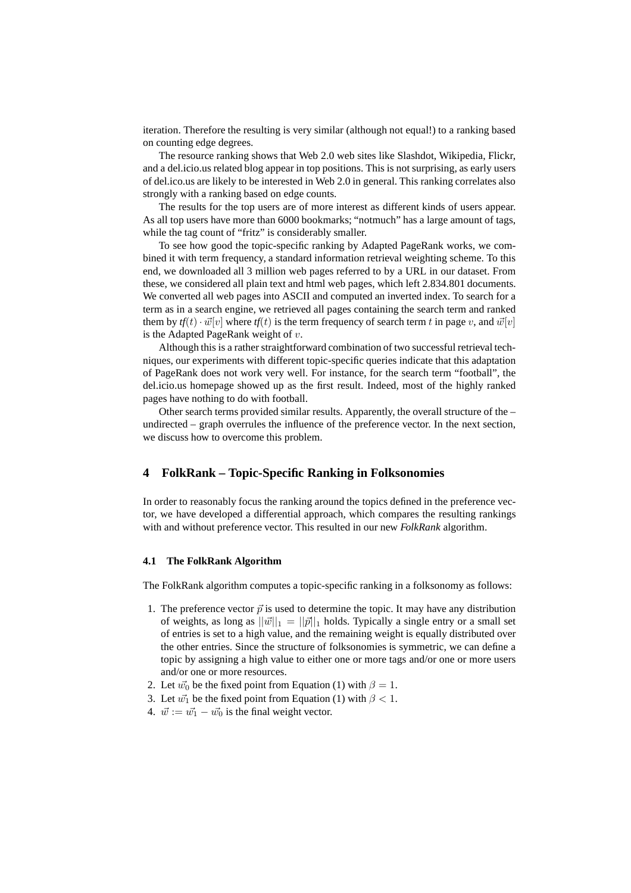iteration. Therefore the resulting is very similar (although not equal!) to a ranking based on counting edge degrees.

The resource ranking shows that Web 2.0 web sites like Slashdot, Wikipedia, Flickr, and a del.icio.us related blog appear in top positions. This is not surprising, as early users of del.ico.us are likely to be interested in Web 2.0 in general. This ranking correlates also strongly with a ranking based on edge counts.

The results for the top users are of more interest as different kinds of users appear. As all top users have more than 6000 bookmarks; "notmuch" has a large amount of tags, while the tag count of "fritz" is considerably smaller.

To see how good the topic-specific ranking by Adapted PageRank works, we combined it with term frequency, a standard information retrieval weighting scheme. To this end, we downloaded all 3 million web pages referred to by a URL in our dataset. From these, we considered all plain text and html web pages, which left 2.834.801 documents. We converted all web pages into ASCII and computed an inverted index. To search for a term as in a search engine, we retrieved all pages containing the search term and ranked them by $tf(t) \cdot \vec{w}[v]$ where $tf(t)$ is the term frequency of search term $t$ in page $v$, and $\vec{w}[v]$ is the Adapted PageRank weight of $v$.

Although this is a rather straightforward combination of two successful retrieval techniques, our experiments with different topic-specific queries indicate that this adaptation of PageRank does not work very well. For instance, for the search term "football", the del.icio.us homepage showed up as the first result. Indeed, most of the highly ranked pages have nothing to do with football.

Other search terms provided similar results. Apparently, the overall structure of the – undirected – graph overrules the influence of the preference vector. In the next section, we discuss how to overcome this problem.

## 4 FolkRank – Topic-Specific Ranking in Folksonomies

In order to reasonably focus the ranking around the topics defined in the preference vector, we have developed a differential approach, which compares the resulting rankings with and without preference vector. This resulted in our new *FolkRank* algorithm.

### 4.1 The FolkRank Algorithm

The FolkRank algorithm computes a topic-specific ranking in a folksonomy as follows:

1. The preference vector $\vec{p}$ is used to determine the topic. It may have any distribution of weights, as long as $||\vec{w}||_1 = ||\vec{p}||_1$ holds. Typically a single entry or a small set of entries is set to a high value, and the remaining weight is equally distributed over the other entries. Since the structure of folksonomies is symmetric, we can define a topic by assigning a high value to either one or more tags and/or one or more users and/or one or more resources.
2. Let $\vec{w_0}$ be the fixed point from Equation (1) with $\beta = 1$.
3. Let $\vec{w_1}$ be the fixed point from Equation (1) with $\beta < 1$.
4. $\vec{w} := \vec{w_1} - \vec{w_0}$ is the final weight vector.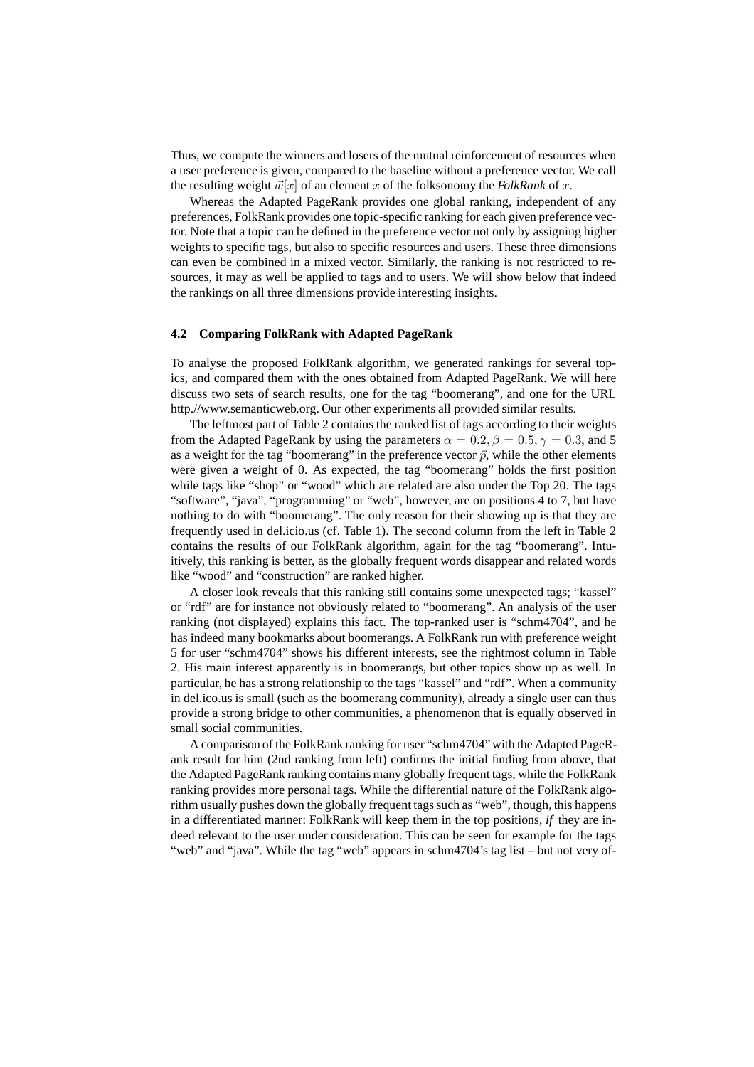Thus, we compute the winners and losers of the mutual reinforcement of resources when a user preference is given, compared to the baseline without a preference vector. We call the resulting weight $\vec{w}[x]$ of an element $x$ of the folksonomy the *FolkRank* of $x$.

Whereas the Adapted PageRank provides one global ranking, independent of any preferences, FolkRank provides one topic-specific ranking for each given preference vector. Note that a topic can be defined in the preference vector not only by assigning higher weights to specific tags, but also to specific resources and users. These three dimensions can even be combined in a mixed vector. Similarly, the ranking is not restricted to resources, it may as well be applied to tags and to users. We will show below that indeed the rankings on all three dimensions provide interesting insights.

### 4.2 Comparing FolkRank with Adapted PageRank

To analyse the proposed FolkRank algorithm, we generated rankings for several topics, and compared them with the ones obtained from Adapted PageRank. We will here discuss two sets of search results, one for the tag "boomerang", and one for the URL http.//www.semanticweb.org. Our other experiments all provided similar results.

The leftmost part of Table 2 contains the ranked list of tags according to their weights from the Adapted PageRank by using the parameters $\alpha = 0.2, \beta = 0.5, \gamma = 0.3$, and 5 as a weight for the tag "boomerang" in the preference vector $\vec{p}$, while the other elements were given a weight of 0. As expected, the tag "boomerang" holds the first position while tags like "shop" or "wood" which are related are also under the Top 20. The tags "software", "java", "programming" or "web", however, are on positions 4 to 7, but have nothing to do with "boomerang". The only reason for their showing up is that they are frequently used in del.icio.us (cf. Table 1). The second column from the left in Table 2 contains the results of our FolkRank algorithm, again for the tag "boomerang". Intuitively, this ranking is better, as the globally frequent words disappear and related words like "wood" and "construction" are ranked higher.

A closer look reveals that this ranking still contains some unexpected tags; "kassel" or "rdf" are for instance not obviously related to "boomerang". An analysis of the user ranking (not displayed) explains this fact. The top-ranked user is "schm4704", and he has indeed many bookmarks about boomerangs. A FolkRank run with preference weight 5 for user "schm4704" shows his different interests, see the rightmost column in Table 2. His main interest apparently is in boomerangs, but other topics show up as well. In particular, he has a strong relationship to the tags "kassel" and "rdf". When a community in del.ico.us is small (such as the boomerang community), already a single user can thus provide a strong bridge to other communities, a phenomenon that is equally observed in small social communities.

A comparison of the FolkRank ranking for user "schm4704" with the Adapted PageRank result for him (2nd ranking from left) confirms the initial finding from above, that the Adapted PageRank ranking contains many globally frequent tags, while the FolkRank ranking provides more personal tags. While the differential nature of the FolkRank algorithm usually pushes down the globally frequent tags such as "web", though, this happens in a differentiated manner: FolkRank will keep them in the top positions, *if* they are indeed relevant to the user under consideration. This can be seen for example for the tags "web" and "java". While the tag "web" appears in schm4704's tag list – but not very of-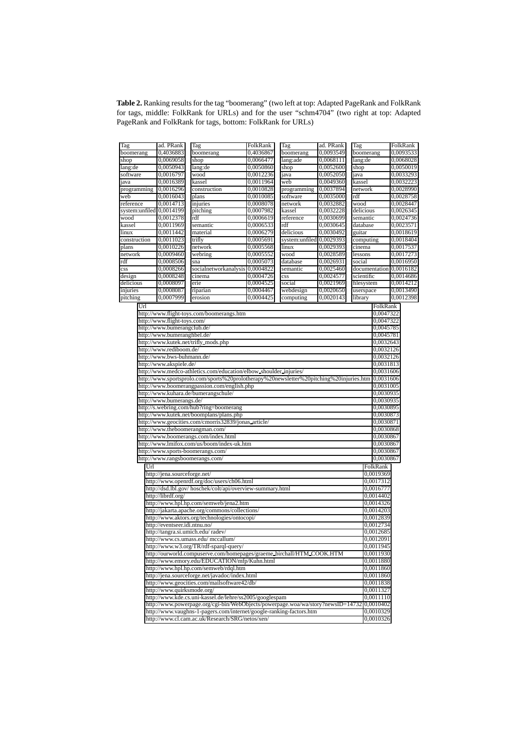**Table 2.** Ranking results for the tag "boomerang" (two left at top: Adapted PageRank and FolkRank for tags, middle: FolkRank for URLs) and for the user "schm4704" (two right at top: Adapted PageRank and FolkRank for tags, bottom: FolkRank for URLs)

| Tag | ad. PRank | Tag | FolkRank | Tag | ad. PRank | Tag | FolkRank |
|---|---|---|---|---|---|---|---|
| boomerang | 0,4036883 | boomerang | 0,4036867 | boomerang | 0,0093549 | boomerang | 0,0093533 |
| shop | 0,0069058 | shop | 0,0066477 | lang:ade | 0,0068111 | lang:de | 0,0068028 |
| lang:de | 0,0050943 | lang:de | 0,0050860 | shop | 0,0052600 | shop | 0,0050019 |
| software | 0,0016797 | wood | 0,0012236 | java | 0,0052050 | java | 0,0033293 |
| java | 0,0016389 | kassel | 0,0011964 | web | 0,0049360 | kassel | 0,0032223 |
| programming | 0,0016296 | construction | 0,0010828 | programming | 0,0037894 | network | 0,0028990 |
| web | 0,0016043 | plans | 0,0010085 | software | 0,0035000 | rdf | 0,0028758 |
| reference | 0,0014713 | injuries | 0,0008078 | network | 0,0032882 | wood | 0,0028447 |
| system:unfiled | 0,0014199 | pitching | 0,0007982 | kassel | 0,0032228 | delicious | 0,0026345 |
| wood | 0,0012378 | rdf | 0,0006619 | reference | 0,0030699 | semantic | 0,0024736 |
| kassel | 0,0011969 | semantic | 0,0006533 | rdf | 0,0030645 | database | 0,0023571 |
| linux | 0,0011442 | material | 0,0006279 | delicious | 0,0030492 | guitar | 0,0018619 |
| construction | 0,0011023 | trifly | 0,0005691 | system:unfiled | 0,0029393 | computing | 0,0018404 |
| plans | 0,0010226 | network | 0,0005568 | linux | 0,0029393 | cinema | 0,0017537 |
| network | 0,0009460 | webring | 0,0005552 | wood | 0,0028589 | lessons | 0,0017273 |
| rdf | 0,0008506 | sna | 0,0005073 | database | 0,0026931 | social | 0,0016950 |
| css | 0,0008266 | socialnetworkanalysis | 0,0004822 | semantic | 0,0025460 | documentation | 0,0016182 |
| design | 0,0008248 | cinema | 0,0004726 | css | 0,0024577 | scientific | 0,0014686 |
| delicious | 0,0008097 | erie | 0,0004525 | social | 0,0021969 | filesystem | 0,0014212 |
| injuries | 0,0008087 | riparian | 0,0004467 | webdesign | 0,0020650 | userspace | 0,0013490 |
| pitching | 0,0007999 | erosion | 0,0004425 | computing | 0,0020143 | library | 0,0012398 |

| Url | FolkRank |
|---|---|
| http://www.flight-toys.com/boomerangs.htm | 0,0047322 |
| http://www.flight-toys.com/ | 0,0047322 |
| http://www.bumerangclub.de/ | 0,0045785 |
| http://www.bumerangfibel.de/ | 0,0045781 |
| http://www.kutek.net/trifly_mods.php | 0,0032643 |
| http://www.rediboom.de/ | 0,0032126 |
| http://www.bws-buhmann.de/ | 0,0032126 |
| http://www.akspiele.de/ | 0,0031813 |
| http://www.medco-athletics.com/education/elbow_shoulder_injuries/ | 0,0031606 |
| http://www.sportsprolo.com/sports%20prolotherapy%20newsletter%20pitching%20injuries.htm | 0,0031606 |
| http://www.boomerangpassion.com/english.php | 0,0031005 |
| http://www.kuhara.de/bumerangschule/ | 0,0030935 |
| http://www.bumerangs.de/ | 0,0030935 |
| http://s.webring.com/hub?ring=boomerang | 0,0030895 |
| http://www.kutek.net/boomplans/plans.php | 0,0030873 |
| http://www.geocities.com/cmorris32839/jonas_article/ | 0,0030871 |
| http://www.theboomerangman.com/ | 0,0030868 |
| http://www.boomerangs.com/index.html | 0,0030867 |
| http://www.lmifox.com/us/boom/index-uk.htm | 0,0030867 |
| http://www.sports-boomerangs.com/ | 0,0030867 |
| http://www.rangsboomerangs.com/ | 0,0030867 |

| Url | FolkRank |
|---|---|
| http://jena.sourceforge.net/ | 0,0019369 |
| http://www.openrdf.org/doc/users/ch06.html | 0,0017312 |
| http://dsd.lbl.gov/ hoschek/colt/api/overview-summary.html | 0,0016777 |
| http://librdf.org/ | 0,0014402 |
| http://www.hpl.hp.com/semweb/jena2.htm | 0,0014326 |
| http://jakarta.apache.org/commons/collections/ | 0,0014203 |
| http://www.aktors.org/technologies/ontocopi/ | 0,0012839 |
| http://eventseer.idi.ntnu.no/ | 0,0012734 |
| http://tangra.si.umich.edu/ radev/ | 0,0012685 |
| http://www.cs.umass.edu/ mccallum/ | 0,0012091 |
| http://www.w3.org/TR/rdf-sparql-query/ | 0,0011945 |
| http://ourworld.compuserve.com/homepages/graeme_birchall/HTM_COOK.HTM | 0,0011930 |
| http://www.emory.edu/EDUCATION/mfp/Kuhn.html | 0,0011880 |
| http://www.hpl.hp.com/semweb/rdql.htm | 0,0011860 |
| http://jena.sourceforge.net/javadoc/index.html | 0,0011860 |
| http://www.geocities.com/mailsoftware42/db/ | 0,0011838 |
| http://www.quirksmode.org/ | 0,0011327 |
| http://www.kde.cs.uni-kassel.de/lehre/ss2005/googlespam | 0,0011110 |
| http://www.powerpage.org/cgi-bin/WebObjects/powerpage.woa/wa/story?newsID=14732 | 0,0010402 |
| http://www.vaughns-1-pagers.com/internet/google-ranking-factors.htm | 0,0010329 |
| http://www.cl.cam.ac.uk/Research/SRG/netos/xen/ | 0,0010326 |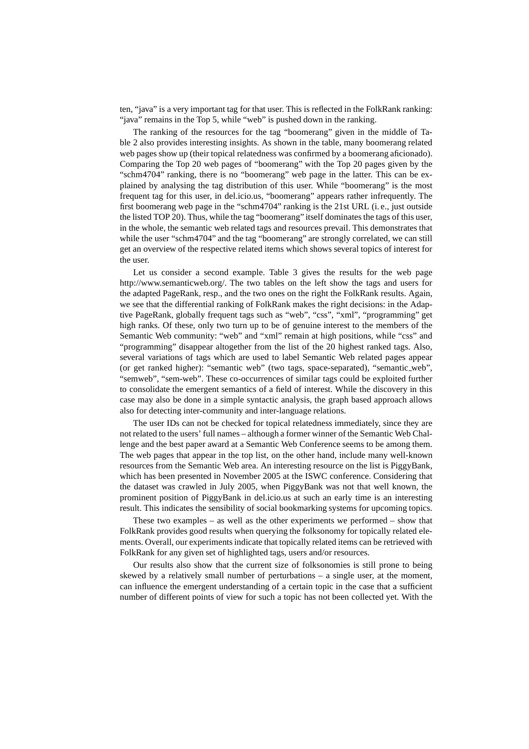ten, "java" is a very important tag for that user. This is reflected in the FolkRank ranking: "java" remains in the Top 5, while "web" is pushed down in the ranking.

The ranking of the resources for the tag "boomerang" given in the middle of Table 2 also provides interesting insights. As shown in the table, many boomerang related web pages show up (their topical relatedness was confirmed by a boomerang aficionado). Comparing the Top 20 web pages of "boomerang" with the Top 20 pages given by the "schm4704" ranking, there is no "boomerang" web page in the latter. This can be explained by analysing the tag distribution of this user. While "boomerang" is the most frequent tag for this user, in del.icio.us, "boomerang" appears rather infrequently. The first boomerang web page in the "schm4704" ranking is the 21st URL (i. e., just outside the listed TOP 20). Thus, while the tag "boomerang" itself dominates the tags of this user, in the whole, the semantic web related tags and resources prevail. This demonstrates that while the user "schm4704" and the tag "boomerang" are strongly correlated, we can still get an overview of the respective related items which shows several topics of interest for the user.

Let us consider a second example. Table 3 gives the results for the web page http://www.semanticweb.org/. The two tables on the left show the tags and users for the adapted PageRank, resp., and the two ones on the right the FolkRank results. Again, we see that the differential ranking of FolkRank makes the right decisions: in the Adaptive PageRank, globally frequent tags such as "web", "css", "xml", "programming" get high ranks. Of these, only two turn up to be of genuine interest to the members of the Semantic Web community: "web" and "xml" remain at high positions, while "css" and "programming" disappear altogether from the list of the 20 highest ranked tags. Also, several variations of tags which are used to label Semantic Web related pages appear (or get ranked higher): "semantic web" (two tags, space-separated), "semantic_web", "semweb", "sem-web". These co-occurrences of similar tags could be exploited further to consolidate the emergent semantics of a field of interest. While the discovery in this case may also be done in a simple syntactic analysis, the graph based approach allows also for detecting inter-community and inter-language relations.

The user IDs can not be checked for topical relatedness immediately, since they are not related to the users' full names – although a former winner of the Semantic Web Challenge and the best paper award at a Semantic Web Conference seems to be among them. The web pages that appear in the top list, on the other hand, include many well-known resources from the Semantic Web area. An interesting resource on the list is PiggyBank, which has been presented in November 2005 at the ISWC conference. Considering that the dataset was crawled in July 2005, when PiggyBank was not that well known, the prominent position of PiggyBank in del.icio.us at such an early time is an interesting result. This indicates the sensibility of social bookmarking systems for upcoming topics.

These two examples – as well as the other experiments we performed – show that FolkRank provides good results when querying the folksonomy for topically related elements. Overall, our experiments indicate that topically related items can be retrieved with FolkRank for any given set of highlighted tags, users and/or resources.

Our results also show that the current size of folksonomies is still prone to being skewed by a relatively small number of perturbations – a single user, at the moment, can influence the emergent understanding of a certain topic in the case that a sufficient number of different points of view for such a topic has not been collected yet. With the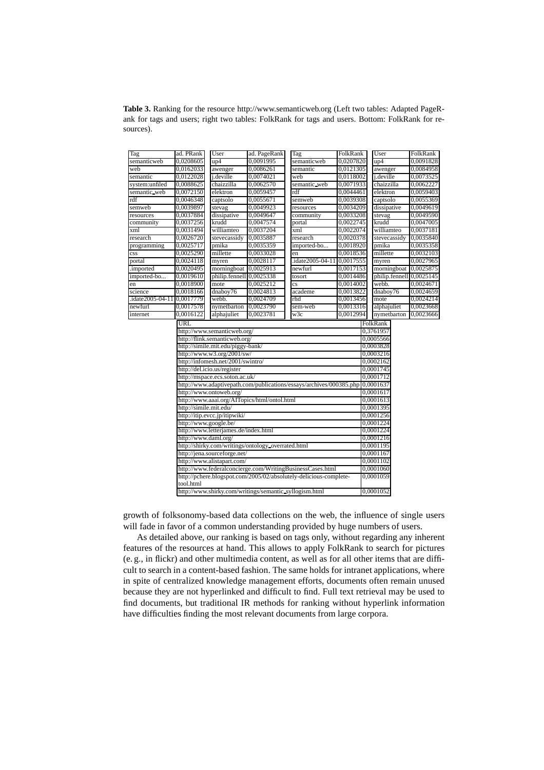**Table 3.** Ranking for the resource http://www.semanticweb.org (Left two tables: Adapted PageRank for tags and users; right two tables: FolkRank for tags and users. Bottom: FolkRank for resources).

| Tag | ad. PRank | User | ad. PageRank | Tag | FolkRank | User | FolkRank |
|---|---|---|---|---|---|---|---|
| semanticweb | 0,0208605 | up4 | 0,0091995 | semanticweb | 0,0207820 | up4 | 0,0091828 |
| web | 0,0162033 | awenger | 0,0086261 | semantic | 0,0121305 | awenger | 0,0084958 |
| semantic | 0,0122028 | j.deville | 0,0074021 | web | 0,0118002 | j.deville | 0,0073525 |
| system:unfiled | 0,0088625 | chaizzilla | 0,0062570 | semantic_web | 0,0071933 | chaizzilla | 0,0062227 |
| semantic_web | 0,0072150 | elektron | 0,0059457 | rdf | 0,0044461 | elektron | 0,0059403 |
| rdf | 0,0046348 | captsolo | 0,0055671 | semweb | 0,0039308 | captsolo | 0,0055369 |
| semweb | 0,0039897 | stevag | 0,0049923 | resources | 0,0034209 | dissipative | 0,0049619 |
| resources | 0,0037884 | dissipative | 0,0049647 | community | 0,0033208 | stevag | 0,0049590 |
| community | 0,0037256 | krudd | 0,0047574 | portal | 0,0022745 | krudd | 0,0047005 |
| xml | 0,0031494 | williamteo | 0,0037204 | xml | 0,0022074 | williamteo | 0,0037181 |
| research | 0,0026720 | stevecassidy | 0,0035887 | research | 0,0020378 | stevecassidy | 0,0035840 |
| programming | 0,0025717 | pmika | 0,0035359 | imported-bo... | 0,0018920 | pmika | 0,0035358 |
| css | 0,0025290 | millette | 0,0033028 | en | 0,0018536 | millette | 0,0032103 |
| portal | 0,0024118 | myren | 0,0028117 | .idate2005-04-11 | 0,0017555 | myren | 0,0027965 |
| .imported | 0,0020495 | morningboat | 0,0025913 | newfurl | 0,0017153 | morningboat | 0,0025875 |
| imported-bo... | 0,0019610 | philip.fennell | 0,0025338 | tosort | 0,0014486 | philip.fennell | 0,0025145 |
| en | 0,0018900 | mote | 0,0025212 | cs | 0,0014002 | webb. | 0,0024671 |
| science | 0,0018166 | dnaboy76 | 0,0024813 | academe | 0,0013822 | dnaboy76 | 0,0024659 |
| .idate2005-04-11 | 0,0017779 | webb. | 0,0024709 | rfid | 0,0013456 | mote | 0,0024214 |
| newfurl | 0,0017578 | nymetbarton | 0,0023790 | sem-web | 0,0013316 | alphajuliet | 0,0023668 |
| internet | 0,0016122 | alphajuliet | 0,0023781 | w3c | 0,0012994 | nymetbarton | 0,0023666 |

| URL | FolkRank |
|---|---|
| http://www.semanticweb.org/ | 0,3761957 |
| http://flink.semanticweb.org/ | 0,0005566 |
| http://simile.mit.edu/piggy-bank/ | 0,0003828 |
| http://www.w3.org/2001/sw/ | 0,0003216 |
| http://infomesh.net/2001/swintro/ | 0,0002162 |
| http://del.icio.us/register | 0,0001745 |
| http://mspace.ecs.soton.ac.uk/ | 0,0001712 |
| http://www.adaptivepath.com/publications/essays/archives/000385.php | 0,0001637 |
| http://www.ontoweb.org/ | 0,0001617 |
| http://www.aaai.org/AITopics/html/ontol.html | 0,0001613 |
| http://simile.mit.edu/ | 0,0001395 |
| http://itip.evcc.jp/itipwiki/ | 0,0001256 |
| http://www.google.be/ | 0,0001224 |
| http://www.letterjames.de/index.html | 0,0001224 |
| http://www.daml.org/ | 0,0001216 |
| http://shirky.com/writings/ontology_overrated.html | 0,0001195 |
| http://jena.sourceforge.net/ | 0,0001167 |
| http://www.alistapart.com/ | 0,0001102 |
| http://www.federalconcierge.com/WritingBusinessCases.html | 0,0001060 |
| http://pchere.blogspot.com/2005/02/absolutely-delicious-complete-tool.html | 0,0001059 |
| http://www.shirky.com/writings/semantic_syllogism.html | 0,0001052 |

growth of folksonomy-based data collections on the web, the influence of single users will fade in favor of a common understanding provided by huge numbers of users.

As detailed above, our ranking is based on tags only, without regarding any inherent features of the resources at hand. This allows to apply FolkRank to search for pictures (e. g., in flickr) and other multimedia content, as well as for all other items that are difficult to search in a content-based fashion. The same holds for intranet applications, where in spite of centralized knowledge management efforts, documents often remain unused because they are not hyperlinked and difficult to find. Full text retrieval may be used to find documents, but traditional IR methods for ranking without hyperlink information have difficulties finding the most relevant documents from large corpora.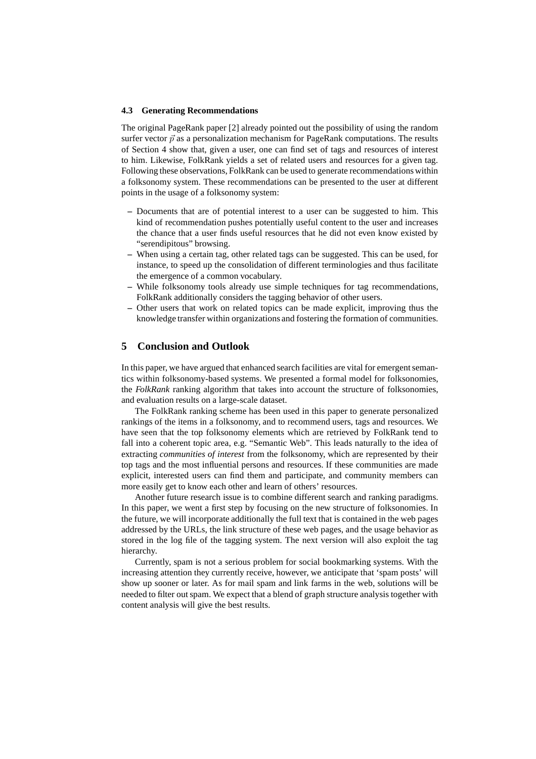### 4.3 Generating Recommendations

The original PageRank paper [2] already pointed out the possibility of using the random surfer vector $\vec{p}$ as a personalization mechanism for PageRank computations. The results of Section 4 show that, given a user, one can find set of tags and resources of interest to him. Likewise, FolkRank yields a set of related users and resources for a given tag. Following these observations, FolkRank can be used to generate recommendations within a folksonomy system. These recommendations can be presented to the user at different points in the usage of a folksonomy system:

- Documents that are of potential interest to a user can be suggested to him. This kind of recommendation pushes potentially useful content to the user and increases the chance that a user finds useful resources that he did not even know existed by "serendipitous" browsing.
- When using a certain tag, other related tags can be suggested. This can be used, for instance, to speed up the consolidation of different terminologies and thus facilitate the emergence of a common vocabulary.
- While folksonomy tools already use simple techniques for tag recommendations, FolkRank additionally considers the tagging behavior of other users.
- Other users that work on related topics can be made explicit, improving thus the knowledge transfer within organizations and fostering the formation of communities.

## 5 Conclusion and Outlook

In this paper, we have argued that enhanced search facilities are vital for emergent semantics within folksonomy-based systems. We presented a formal model for folksonomies, the *FolkRank* ranking algorithm that takes into account the structure of folksonomies, and evaluation results on a large-scale dataset.

The FolkRank ranking scheme has been used in this paper to generate personalized rankings of the items in a folksonomy, and to recommend users, tags and resources. We have seen that the top folksonomy elements which are retrieved by FolkRank tend to fall into a coherent topic area, e.g. "Semantic Web". This leads naturally to the idea of extracting *communities of interest* from the folksonomy, which are represented by their top tags and the most influential persons and resources. If these communities are made explicit, interested users can find them and participate, and community members can more easily get to know each other and learn of others' resources.

Another future research issue is to combine different search and ranking paradigms. In this paper, we went a first step by focusing on the new structure of folksonomies. In the future, we will incorporate additionally the full text that is contained in the web pages addressed by the URLs, the link structure of these web pages, and the usage behavior as stored in the log file of the tagging system. The next version will also exploit the tag hierarchy.

Currently, spam is not a serious problem for social bookmarking systems. With the increasing attention they currently receive, however, we anticipate that 'spam posts' will show up sooner or later. As for mail spam and link farms in the web, solutions will be needed to filter out spam. We expect that a blend of graph structure analysis together with content analysis will give the best results.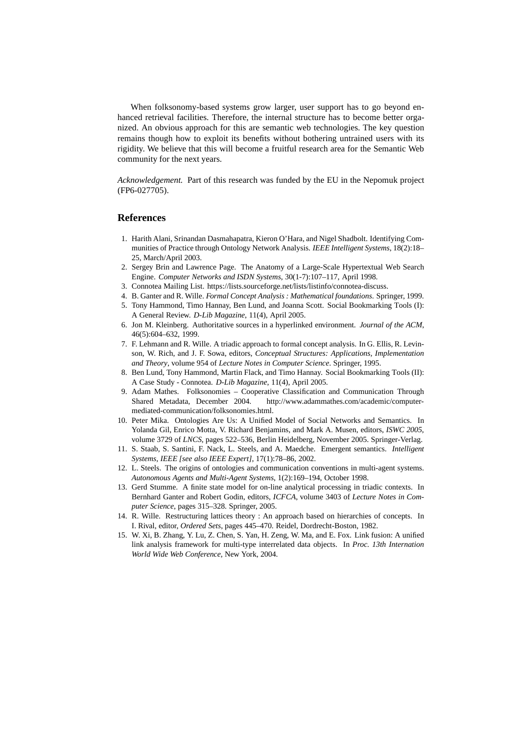When folksonomy-based systems grow larger, user support has to go beyond enhanced retrieval facilities. Therefore, the internal structure has to become better organized. An obvious approach for this are semantic web technologies. The key question remains though how to exploit its benefits without bothering untrained users with its rigidity. We believe that this will become a fruitful research area for the Semantic Web community for the next years.

*Acknowledgement.* Part of this research was funded by the EU in the Nepomuk project (FP6-027705).

## References

1. Harith Alani, Srinandan Dasmahapatra, Kieron O'Hara, and Nigel Shadbolt. Identifying Communities of Practice through Ontology Network Analysis. *IEEE Intelligent Systems*, 18(2):18–25, March/April 2003.
2. Sergey Brin and Lawrence Page. The Anatomy of a Large-Scale Hypertextual Web Search Engine. *Computer Networks and ISDN Systems*, 30(1-7):107–117, April 1998.
3. Connotea Mailing List. https://lists.sourceforge.net/lists/listinfo/connotea-discuss.
4. B. Ganter and R. Wille. *Formal Concept Analysis : Mathematical foundations*. Springer, 1999.
5. Tony Hammond, Timo Hannay, Ben Lund, and Joanna Scott. Social Bookmarking Tools (I): A General Review. *D-Lib Magazine*, 11(4), April 2005.
6. Jon M. Kleinberg. Authoritative sources in a hyperlinked environment. *Journal of the ACM*, 46(5):604–632, 1999.
7. F. Lehmann and R. Wille. A triadic approach to formal concept analysis. In G. Ellis, R. Levinson, W. Rich, and J. F. Sowa, editors, *Conceptual Structures: Applications, Implementation and Theory*, volume 954 of *Lecture Notes in Computer Science*. Springer, 1995.
8. Ben Lund, Tony Hammond, Martin Flack, and Timo Hannay. Social Bookmarking Tools (II): A Case Study - Connotea. *D-Lib Magazine*, 11(4), April 2005.
9. Adam Mathes. Folksonomies – Cooperative Classification and Communication Through Shared Metadata, December 2004. http://www.adammathes.com/academic/computer-mediated-communication/folksonomies.html.
10. Peter Mika. Ontologies Are Us: A Unified Model of Social Networks and Semantics. In Yolanda Gil, Enrico Motta, V. Richard Benjamins, and Mark A. Musen, editors, *ISWC 2005*, volume 3729 of *LNCS*, pages 522–536, Berlin Heidelberg, November 2005. Springer-Verlag.
11. S. Staab, S. Santini, F. Nack, L. Steels, and A. Maedche. Emergent semantics. *Intelligent Systems, IEEE [see also IEEE Expert]*, 17(1):78–86, 2002.
12. L. Steels. The origins of ontologies and communication conventions in multi-agent systems. *Autonomous Agents and Multi-Agent Systems*, 1(2):169–194, October 1998.
13. Gerd Stumme. A finite state model for on-line analytical processing in triadic contexts. In Bernhard Ganter and Robert Godin, editors, *ICFCA*, volume 3403 of *Lecture Notes in Computer Science*, pages 315–328. Springer, 2005.
14. R. Wille. Restructuring lattices theory : An approach based on hierarchies of concepts. In I. Rival, editor, *Ordered Sets*, pages 445–470. Reidel, Dordrecht-Boston, 1982.
15. W. Xi, B. Zhang, Y. Lu, Z. Chen, S. Yan, H. Zeng, W. Ma, and E. Fox. Link fusion: A unified link analysis framework for multi-type interrelated data objects. In *Proc. 13th Internation World Wide Web Conference*, New York, 2004.